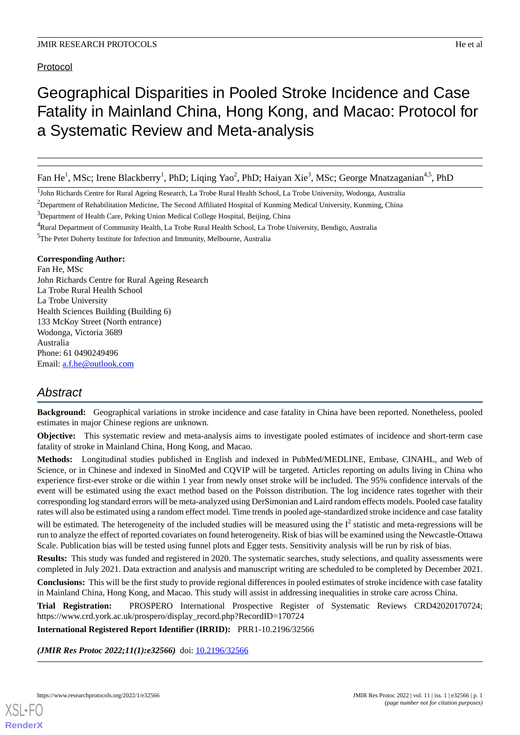Protocol

# Geographical Disparities in Pooled Stroke Incidence and Case Fatality in Mainland China, Hong Kong, and Macao: Protocol for a Systematic Review and Meta-analysis

Fan He[1], MSc; Irene Blackberry[1], PhD; Liqing Yao[2], PhD; Haiyan Xie[3], MSc; George Mnatzaganian[4,5], PhD

[1]John Richards Centre for Rural Ageing Research, La Trobe Rural Health School, La Trobe University, Wodonga, Australia

[2]Department of Rehabilitation Medicine, The Second Affiliated Hospital of Kunming Medical University, Kunming, China

[3]Department of Health Care, Peking Union Medical College Hospital, Beijing, China

[4]Rural Department of Community Health, La Trobe Rural Health School, La Trobe University, Bendigo, Australia

[5]The Peter Doherty Institute for Infection and Immunity, Melbourne, Australia

**Corresponding Author:**
Fan He, MSc
John Richards Centre for Rural Ageing Research
La Trobe Rural Health School
La Trobe University
Health Sciences Building (Building 6)
133 McKoy Street (North entrance)
Wodonga, Victoria 3689
Australia
Phone: 61 0490249496
Email: a.f.he@outlook.com

## Abstract

**Background:** Geographical variations in stroke incidence and case fatality in China have been reported. Nonetheless, pooled estimates in major Chinese regions are unknown.

**Objective:** This systematic review and meta-analysis aims to investigate pooled estimates of incidence and short-term case fatality of stroke in Mainland China, Hong Kong, and Macao.

**Methods:** Longitudinal studies published in English and indexed in PubMed/MEDLINE, Embase, CINAHL, and Web of Science, or in Chinese and indexed in SinoMed and CQVIP will be targeted. Articles reporting on adults living in China who experience first-ever stroke or die within 1 year from newly onset stroke will be included. The 95% confidence intervals of the event will be estimated using the exact method based on the Poisson distribution. The log incidence rates together with their corresponding log standard errors will be meta-analyzed using DerSimonian and Laird random effects models. Pooled case fatality rates will also be estimated using a random effect model. Time trends in pooled age-standardized stroke incidence and case fatality will be estimated. The heterogeneity of the included studies will be measured using the $I^2$ statistic and meta-regressions will be run to analyze the effect of reported covariates on found heterogeneity. Risk of bias will be examined using the Newcastle-Ottawa Scale. Publication bias will be tested using funnel plots and Egger tests. Sensitivity analysis will be run by risk of bias.

**Results:** This study was funded and registered in 2020. The systematic searches, study selections, and quality assessments were completed in July 2021. Data extraction and analysis and manuscript writing are scheduled to be completed by December 2021.

**Conclusions:** This will be the first study to provide regional differences in pooled estimates of stroke incidence with case fatality in Mainland China, Hong Kong, and Macao. This study will assist in addressing inequalities in stroke care across China.

**Trial Registration:** PROSPERO International Prospective Register of Systematic Reviews CRD42020170724; https://www.crd.york.ac.uk/prospero/display_record.php?RecordID=170724

**International Registered Report Identifier (IRRID):** PRR1-10.2196/32566

***(JMIR Res Protoc 2022;11(1):e32566)*** doi: 10.2196/32566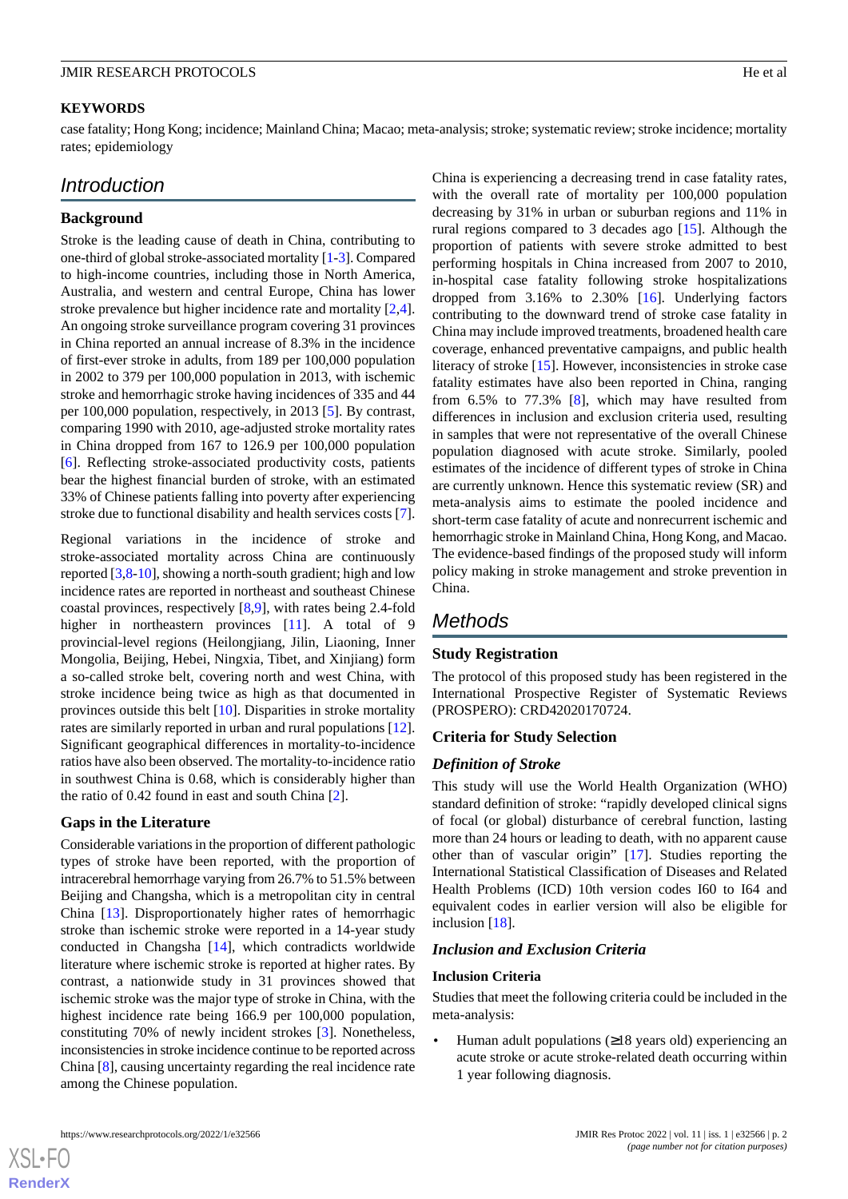**KEYWORDS**

case fatality; Hong Kong; incidence; Mainland China; Macao; meta-analysis; stroke; systematic review; stroke incidence; mortality rates; epidemiology

## Introduction

### Background

Stroke is the leading cause of death in China, contributing to one-third of global stroke-associated mortality [1-3]. Compared to high-income countries, including those in North America, Australia, and western and central Europe, China has lower stroke prevalence but higher incidence rate and mortality [2,4]. An ongoing stroke surveillance program covering 31 provinces in China reported an annual increase of 8.3% in the incidence of first-ever stroke in adults, from 189 per 100,000 population in 2002 to 379 per 100,000 population in 2013, with ischemic stroke and hemorrhagic stroke having incidences of 335 and 44 per 100,000 population, respectively, in 2013 [5]. By contrast, comparing 1990 with 2010, age-adjusted stroke mortality rates in China dropped from 167 to 126.9 per 100,000 population [6]. Reflecting stroke-associated productivity costs, patients bear the highest financial burden of stroke, with an estimated 33% of Chinese patients falling into poverty after experiencing stroke due to functional disability and health services costs [7].

Regional variations in the incidence of stroke and stroke-associated mortality across China are continuously reported [3,8-10], showing a north-south gradient; high and low incidence rates are reported in northeast and southeast Chinese coastal provinces, respectively [8,9], with rates being 2.4-fold higher in northeastern provinces [11]. A total of 9 provincial-level regions (Heilongjiang, Jilin, Liaoning, Inner Mongolia, Beijing, Hebei, Ningxia, Tibet, and Xinjiang) form a so-called stroke belt, covering north and west China, with stroke incidence being twice as high as that documented in provinces outside this belt [10]. Disparities in stroke mortality rates are similarly reported in urban and rural populations [12]. Significant geographical differences in mortality-to-incidence ratios have also been observed. The mortality-to-incidence ratio in southwest China is 0.68, which is considerably higher than the ratio of 0.42 found in east and south China [2].

### Gaps in the Literature

Considerable variations in the proportion of different pathologic types of stroke have been reported, with the proportion of intracerebral hemorrhage varying from 26.7% to 51.5% between Beijing and Changsha, which is a metropolitan city in central China [13]. Disproportionately higher rates of hemorrhagic stroke than ischemic stroke were reported in a 14-year study conducted in Changsha [14], which contradicts worldwide literature where ischemic stroke is reported at higher rates. By contrast, a nationwide study in 31 provinces showed that ischemic stroke was the major type of stroke in China, with the highest incidence rate being 166.9 per 100,000 population, constituting 70% of newly incident strokes [3]. Nonetheless, inconsistencies in stroke incidence continue to be reported across China [8], causing uncertainty regarding the real incidence rate among the Chinese population.

China is experiencing a decreasing trend in case fatality rates, with the overall rate of mortality per 100,000 population decreasing by 31% in urban or suburban regions and 11% in rural regions compared to 3 decades ago [15]. Although the proportion of patients with severe stroke admitted to best performing hospitals in China increased from 2007 to 2010, in-hospital case fatality following stroke hospitalizations dropped from 3.16% to 2.30% [16]. Underlying factors contributing to the downward trend of stroke case fatality in China may include improved treatments, broadened health care coverage, enhanced preventative campaigns, and public health literacy of stroke [15]. However, inconsistencies in stroke case fatality estimates have also been reported in China, ranging from 6.5% to 77.3% [8], which may have resulted from differences in inclusion and exclusion criteria used, resulting in samples that were not representative of the overall Chinese population diagnosed with acute stroke. Similarly, pooled estimates of the incidence of different types of stroke in China are currently unknown. Hence this systematic review (SR) and meta-analysis aims to estimate the pooled incidence and short-term case fatality of acute and nonrecurrent ischemic and hemorrhagic stroke in Mainland China, Hong Kong, and Macao. The evidence-based findings of the proposed study will inform policy making in stroke management and stroke prevention in China.

## Methods

### Study Registration

The protocol of this proposed study has been registered in the International Prospective Register of Systematic Reviews (PROSPERO): CRD42020170724.

### Criteria for Study Selection

#### *Definition of Stroke*

This study will use the World Health Organization (WHO) standard definition of stroke: "rapidly developed clinical signs of focal (or global) disturbance of cerebral function, lasting more than 24 hours or leading to death, with no apparent cause other than of vascular origin" [17]. Studies reporting the International Statistical Classification of Diseases and Related Health Problems (ICD) 10th version codes I60 to I64 and equivalent codes in earlier version will also be eligible for inclusion [18].

#### *Inclusion and Exclusion Criteria*

**Inclusion Criteria**

Studies that meet the following criteria could be included in the meta-analysis:

- Human adult populations (≥18 years old) experiencing an acute stroke or acute stroke-related death occurring within 1 year following diagnosis.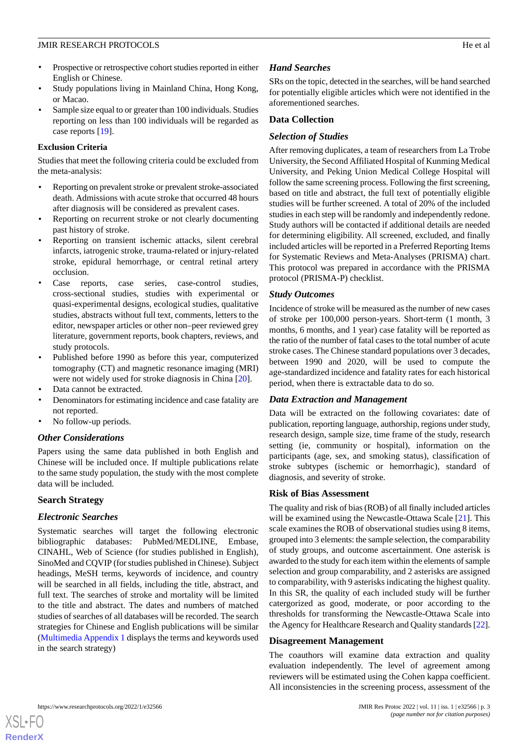- Prospective or retrospective cohort studies reported in either English or Chinese.
- Study populations living in Mainland China, Hong Kong, or Macao.
- Sample size equal to or greater than 100 individuals. Studies reporting on less than 100 individuals will be regarded as case reports [19].

#### Exclusion Criteria

Studies that meet the following criteria could be excluded from the meta-analysis:

- Reporting on prevalent stroke or prevalent stroke-associated death. Admissions with acute stroke that occurred 48 hours after diagnosis will be considered as prevalent cases.
- Reporting on recurrent stroke or not clearly documenting past history of stroke.
- Reporting on transient ischemic attacks, silent cerebral infarcts, iatrogenic stroke, trauma-related or injury-related stroke, epidural hemorrhage, or central retinal artery occlusion.
- Case reports, case series, case-control studies, cross-sectional studies, studies with experimental or quasi-experimental designs, ecological studies, qualitative studies, abstracts without full text, comments, letters to the editor, newspaper articles or other non–peer reviewed grey literature, government reports, book chapters, reviews, and study protocols.
- Published before 1990 as before this year, computerized tomography (CT) and magnetic resonance imaging (MRI) were not widely used for stroke diagnosis in China [20].
- Data cannot be extracted.
- Denominators for estimating incidence and case fatality are not reported.
- No follow-up periods.

### *Other Considerations*

Papers using the same data published in both English and Chinese will be included once. If multiple publications relate to the same study population, the study with the most complete data will be included.

## Search Strategy

### *Electronic Searches*

Systematic searches will target the following electronic bibliographic databases: PubMed/MEDLINE, Embase, CINAHL, Web of Science (for studies published in English), SinoMed and CQVIP (for studies published in Chinese). Subject headings, MeSH terms, keywords of incidence, and country will be searched in all fields, including the title, abstract, and full text. The searches of stroke and mortality will be limited to the title and abstract. The dates and numbers of matched studies of searches of all databases will be recorded. The search strategies for Chinese and English publications will be similar (Multimedia Appendix 1 displays the terms and keywords used in the search strategy)

### *Hand Searches*

SRs on the topic, detected in the searches, will be hand searched for potentially eligible articles which were not identified in the aforementioned searches.

## Data Collection

### *Selection of Studies*

After removing duplicates, a team of researchers from La Trobe University, the Second Affiliated Hospital of Kunming Medical University, and Peking Union Medical College Hospital will follow the same screening process. Following the first screening, based on title and abstract, the full text of potentially eligible studies will be further screened. A total of 20% of the included studies in each step will be randomly and independently redone. Study authors will be contacted if additional details are needed for determining eligibility. All screened, excluded, and finally included articles will be reported in a Preferred Reporting Items for Systematic Reviews and Meta-Analyses (PRISMA) chart. This protocol was prepared in accordance with the PRISMA protocol (PRISMA-P) checklist.

### *Study Outcomes*

Incidence of stroke will be measured as the number of new cases of stroke per 100,000 person-years. Short-term (1 month, 3 months, 6 months, and 1 year) case fatality will be reported as the ratio of the number of fatal cases to the total number of acute stroke cases. The Chinese standard populations over 3 decades, between 1990 and 2020, will be used to compute the age-standardized incidence and fatality rates for each historical period, when there is extractable data to do so.

### *Data Extraction and Management*

Data will be extracted on the following covariates: date of publication, reporting language, authorship, regions under study, research design, sample size, time frame of the study, research setting (ie, community or hospital), information on the participants (age, sex, and smoking status), classification of stroke subtypes (ischemic or hemorrhagic), standard of diagnosis, and severity of stroke.

## Risk of Bias Assessment

The quality and risk of bias (ROB) of all finally included articles will be examined using the Newcastle-Ottawa Scale [21]. This scale examines the ROB of observational studies using 8 items, grouped into 3 elements: the sample selection, the comparability of study groups, and outcome ascertainment. One asterisk is awarded to the study for each item within the elements of sample selection and group comparability, and 2 asterisks are assigned to comparability, with 9 asterisks indicating the highest quality. In this SR, the quality of each included study will be further catergorized as good, moderate, or poor according to the thresholds for transforming the Newcastle-Ottawa Scale into the Agency for Healthcare Research and Quality standards [22].

## Disagreement Management

The coauthors will examine data extraction and quality evaluation independently. The level of agreement among reviewers will be estimated using the Cohen kappa coefficient. All inconsistencies in the screening process, assessment of the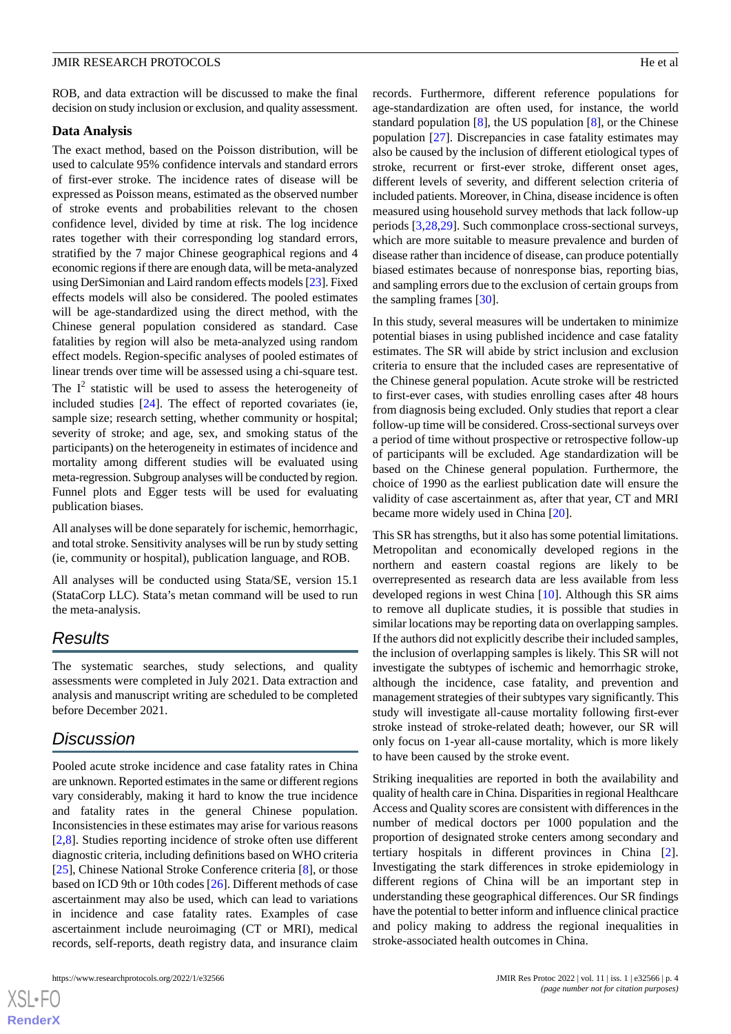ROB, and data extraction will be discussed to make the final decision on study inclusion or exclusion, and quality assessment.

### Data Analysis

The exact method, based on the Poisson distribution, will be used to calculate 95% confidence intervals and standard errors of first-ever stroke. The incidence rates of disease will be expressed as Poisson means, estimated as the observed number of stroke events and probabilities relevant to the chosen confidence level, divided by time at risk. The log incidence rates together with their corresponding log standard errors, stratified by the 7 major Chinese geographical regions and 4 economic regions if there are enough data, will be meta-analyzed using DerSimonian and Laird random effects models [23]. Fixed effects models will also be considered. The pooled estimates will be age-standardized using the direct method, with the Chinese general population considered as standard. Case fatalities by region will also be meta-analyzed using random effect models. Region-specific analyses of pooled estimates of linear trends over time will be assessed using a chi-square test. The $I^2$ statistic will be used to assess the heterogeneity of included studies [24]. The effect of reported covariates (ie, sample size; research setting, whether community or hospital; severity of stroke; and age, sex, and smoking status of the participants) on the heterogeneity in estimates of incidence and mortality among different studies will be evaluated using meta-regression. Subgroup analyses will be conducted by region. Funnel plots and Egger tests will be used for evaluating publication biases.

All analyses will be done separately for ischemic, hemorrhagic, and total stroke. Sensitivity analyses will be run by study setting (ie, community or hospital), publication language, and ROB.

All analyses will be conducted using Stata/SE, version 15.1 (StataCorp LLC). Stata's metan command will be used to run the meta-analysis.

## Results

The systematic searches, study selections, and quality assessments were completed in July 2021. Data extraction and analysis and manuscript writing are scheduled to be completed before December 2021.

## Discussion

Pooled acute stroke incidence and case fatality rates in China are unknown. Reported estimates in the same or different regions vary considerably, making it hard to know the true incidence and fatality rates in the general Chinese population. Inconsistencies in these estimates may arise for various reasons [2,8]. Studies reporting incidence of stroke often use different diagnostic criteria, including definitions based on WHO criteria [25], Chinese National Stroke Conference criteria [8], or those based on ICD 9th or 10th codes [26]. Different methods of case ascertainment may also be used, which can lead to variations in incidence and case fatality rates. Examples of case ascertainment include neuroimaging (CT or MRI), medical records, self-reports, death registry data, and insurance claim records. Furthermore, different reference populations for age-standardization are often used, for instance, the world standard population [8], the US population [8], or the Chinese population [27]. Discrepancies in case fatality estimates may also be caused by the inclusion of different etiological types of stroke, recurrent or first-ever stroke, different onset ages, different levels of severity, and different selection criteria of included patients. Moreover, in China, disease incidence is often measured using household survey methods that lack follow-up periods [3,28,29]. Such commonplace cross-sectional surveys, which are more suitable to measure prevalence and burden of disease rather than incidence of disease, can produce potentially biased estimates because of nonresponse bias, reporting bias, and sampling errors due to the exclusion of certain groups from the sampling frames [30].

In this study, several measures will be undertaken to minimize potential biases in using published incidence and case fatality estimates. The SR will abide by strict inclusion and exclusion criteria to ensure that the included cases are representative of the Chinese general population. Acute stroke will be restricted to first-ever cases, with studies enrolling cases after 48 hours from diagnosis being excluded. Only studies that report a clear follow-up time will be considered. Cross-sectional surveys over a period of time without prospective or retrospective follow-up of participants will be excluded. Age standardization will be based on the Chinese general population. Furthermore, the choice of 1990 as the earliest publication date will ensure the validity of case ascertainment as, after that year, CT and MRI became more widely used in China [20].

This SR has strengths, but it also has some potential limitations. Metropolitan and economically developed regions in the northern and eastern coastal regions are likely to be overrepresented as research data are less available from less developed regions in west China [10]. Although this SR aims to remove all duplicate studies, it is possible that studies in similar locations may be reporting data on overlapping samples. If the authors did not explicitly describe their included samples, the inclusion of overlapping samples is likely. This SR will not investigate the subtypes of ischemic and hemorrhagic stroke, although the incidence, case fatality, and prevention and management strategies of their subtypes vary significantly. This study will investigate all-cause mortality following first-ever stroke instead of stroke-related death; however, our SR will only focus on 1-year all-cause mortality, which is more likely to have been caused by the stroke event.

Striking inequalities are reported in both the availability and quality of health care in China. Disparities in regional Healthcare Access and Quality scores are consistent with differences in the number of medical doctors per 1000 population and the proportion of designated stroke centers among secondary and tertiary hospitals in different provinces in China [2]. Investigating the stark differences in stroke epidemiology in different regions of China will be an important step in understanding these geographical differences. Our SR findings have the potential to better inform and influence clinical practice and policy making to address the regional inequalities in stroke-associated health outcomes in China.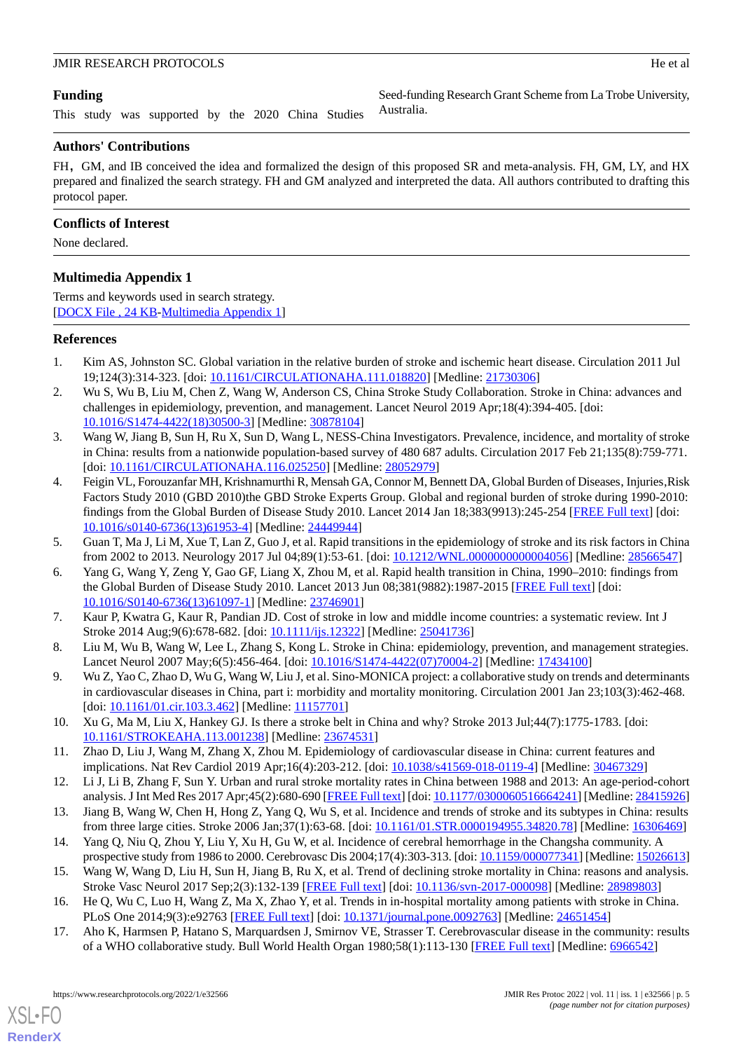## Funding

This study was supported by the 2020 China Studies Seed-funding Research Grant Scheme from La Trobe University, Australia.

## Authors' Contributions

FH，GM, and IB conceived the idea and formalized the design of this proposed SR and meta-analysis. FH, GM, LY, and HX prepared and finalized the search strategy. FH and GM analyzed and interpreted the data. All authors contributed to drafting this protocol paper.

## Conflicts of Interest

None declared.

## Multimedia Appendix 1

Terms and keywords used in search strategy.
[DOCX File , 24 KB-Multimedia Appendix 1]

## References

1. Kim AS, Johnston SC. Global variation in the relative burden of stroke and ischemic heart disease. Circulation 2011 Jul 19;124(3):314-323. [doi: 10.1161/CIRCULATIONAHA.111.018820] [Medline: 21730306]
2. Wu S, Wu B, Liu M, Chen Z, Wang W, Anderson CS, China Stroke Study Collaboration. Stroke in China: advances and challenges in epidemiology, prevention, and management. Lancet Neurol 2019 Apr;18(4):394-405. [doi: 10.1016/S1474-4422(18)30500-3] [Medline: 30878104]
3. Wang W, Jiang B, Sun H, Ru X, Sun D, Wang L, NESS-China Investigators. Prevalence, incidence, and mortality of stroke in China: results from a nationwide population-based survey of 480 687 adults. Circulation 2017 Feb 21;135(8):759-771. [doi: 10.1161/CIRCULATIONAHA.116.025250] [Medline: 28052979]
4. Feigin VL, Forouzanfar MH, Krishnamurthi R, Mensah GA, Connor M, Bennett DA, Global Burden of Diseases, Injuries,Risk Factors Study 2010 (GBD 2010)the GBD Stroke Experts Group. Global and regional burden of stroke during 1990-2010: findings from the Global Burden of Disease Study 2010. Lancet 2014 Jan 18;383(9913):245-254 [FREE Full text] [doi: 10.1016/s0140-6736(13)61953-4] [Medline: 24449944]
5. Guan T, Ma J, Li M, Xue T, Lan Z, Guo J, et al. Rapid transitions in the epidemiology of stroke and its risk factors in China from 2002 to 2013. Neurology 2017 Jul 04;89(1):53-61. [doi: 10.1212/WNL.0000000000004056] [Medline: 28566547]
6. Yang G, Wang Y, Zeng Y, Gao GF, Liang X, Zhou M, et al. Rapid health transition in China, 1990–2010: findings from the Global Burden of Disease Study 2010. Lancet 2013 Jun 08;381(9882):1987-2015 [FREE Full text] [doi: 10.1016/S0140-6736(13)61097-1] [Medline: 23746901]
7. Kaur P, Kwatra G, Kaur R, Pandian JD. Cost of stroke in low and middle income countries: a systematic review. Int J Stroke 2014 Aug;9(6):678-682. [doi: 10.1111/ijs.12322] [Medline: 25041736]
8. Liu M, Wu B, Wang W, Lee L, Zhang S, Kong L. Stroke in China: epidemiology, prevention, and management strategies. Lancet Neurol 2007 May;6(5):456-464. [doi: 10.1016/S1474-4422(07)70004-2] [Medline: 17434100]
9. Wu Z, Yao C, Zhao D, Wu G, Wang W, Liu J, et al. Sino-MONICA project: a collaborative study on trends and determinants in cardiovascular diseases in China, part i: morbidity and mortality monitoring. Circulation 2001 Jan 23;103(3):462-468. [doi: 10.1161/01.cir.103.3.462] [Medline: 11157701]
10. Xu G, Ma M, Liu X, Hankey GJ. Is there a stroke belt in China and why? Stroke 2013 Jul;44(7):1775-1783. [doi: 10.1161/STROKEAHA.113.001238] [Medline: 23674531]
11. Zhao D, Liu J, Wang M, Zhang X, Zhou M. Epidemiology of cardiovascular disease in China: current features and implications. Nat Rev Cardiol 2019 Apr;16(4):203-212. [doi: 10.1038/s41569-018-0119-4] [Medline: 30467329]
12. Li J, Li B, Zhang F, Sun Y. Urban and rural stroke mortality rates in China between 1988 and 2013: An age-period-cohort analysis. J Int Med Res 2017 Apr;45(2):680-690 [FREE Full text] [doi: 10.1177/0300060516664241] [Medline: 28415926]
13. Jiang B, Wang W, Chen H, Hong Z, Yang Q, Wu S, et al. Incidence and trends of stroke and its subtypes in China: results from three large cities. Stroke 2006 Jan;37(1):63-68. [doi: 10.1161/01.STR.0000194955.34820.78] [Medline: 16306469]
14. Yang Q, Niu Q, Zhou Y, Liu Y, Xu H, Gu W, et al. Incidence of cerebral hemorrhage in the Changsha community. A prospective study from 1986 to 2000. Cerebrovasc Dis 2004;17(4):303-313. [doi: 10.1159/000077341] [Medline: 15026613]
15. Wang W, Wang D, Liu H, Sun H, Jiang B, Ru X, et al. Trend of declining stroke mortality in China: reasons and analysis. Stroke Vasc Neurol 2017 Sep;2(3):132-139 [FREE Full text] [doi: 10.1136/svn-2017-000098] [Medline: 28989803]
16. He Q, Wu C, Luo H, Wang Z, Ma X, Zhao Y, et al. Trends in in-hospital mortality among patients with stroke in China. PLoS One 2014;9(3):e92763 [FREE Full text] [doi: 10.1371/journal.pone.0092763] [Medline: 24651454]
17. Aho K, Harmsen P, Hatano S, Marquardsen J, Smirnov VE, Strasser T. Cerebrovascular disease in the community: results of a WHO collaborative study. Bull World Health Organ 1980;58(1):113-130 [FREE Full text] [Medline: 6966542]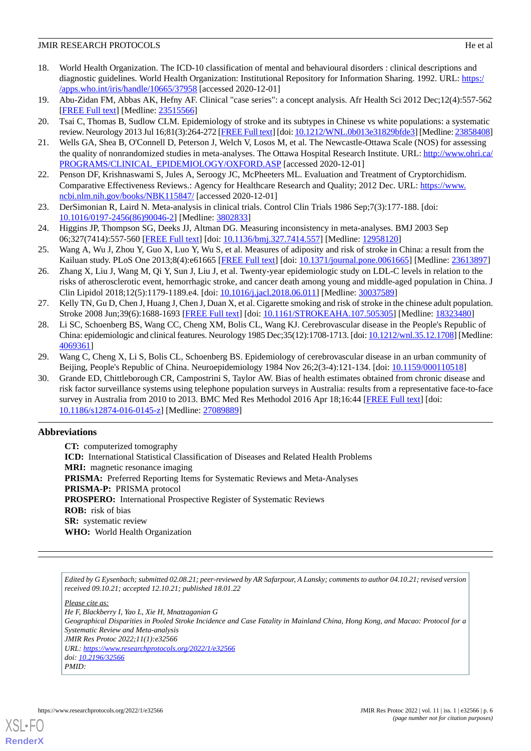18. World Health Organization. The ICD-10 classification of mental and behavioural disorders : clinical descriptions and diagnostic guidelines. World Health Organization: Institutional Repository for Information Sharing. 1992. URL: https://apps.who.int/iris/handle/10665/37958 [accessed 2020-12-01]
19. Abu-Zidan FM, Abbas AK, Hefny AF. Clinical "case series": a concept analysis. Afr Health Sci 2012 Dec;12(4):557-562 [FREE Full text] [Medline: 23515566]
20. Tsai C, Thomas B, Sudlow CLM. Epidemiology of stroke and its subtypes in Chinese vs white populations: a systematic review. Neurology 2013 Jul 16;81(3):264-272 [FREE Full text] [doi: 10.1212/WNL.0b013e31829bfde3] [Medline: 23858408]
21. Wells GA, Shea B, O'Connell D, Peterson J, Welch V, Losos M, et al. The Newcastle-Ottawa Scale (NOS) for assessing the quality of nonrandomized studies in meta-analyses. The Ottawa Hospital Research Institute. URL: http://www.ohri.ca/PROGRAMS/CLINICAL_EPIDEMIOLOGY/OXFORD.ASP [accessed 2020-12-01]
22. Penson DF, Krishnaswami S, Jules A, Seroogy JC, McPheeters ML. Evaluation and Treatment of Cryptorchidism. Comparative Effectiveness Reviews.: Agency for Healthcare Research and Quality; 2012 Dec. URL: https://www.ncbi.nlm.nih.gov/books/NBK115847/ [accessed 2020-12-01]
23. DerSimonian R, Laird N. Meta-analysis in clinical trials. Control Clin Trials 1986 Sep;7(3):177-188. [doi: 10.1016/0197-2456(86)90046-2] [Medline: 3802833]
24. Higgins JP, Thompson SG, Deeks JJ, Altman DG. Measuring inconsistency in meta-analyses. BMJ 2003 Sep 06;327(7414):557-560 [FREE Full text] [doi: 10.1136/bmj.327.7414.557] [Medline: 12958120]
25. Wang A, Wu J, Zhou Y, Guo X, Luo Y, Wu S, et al. Measures of adiposity and risk of stroke in China: a result from the Kailuan study. PLoS One 2013;8(4):e61665 [FREE Full text] [doi: 10.1371/journal.pone.0061665] [Medline: 23613897]
26. Zhang X, Liu J, Wang M, Qi Y, Sun J, Liu J, et al. Twenty-year epidemiologic study on LDL-C levels in relation to the risks of atherosclerotic event, hemorrhagic stroke, and cancer death among young and middle-aged population in China. J Clin Lipidol 2018;12(5):1179-1189.e4. [doi: 10.1016/j.jacl.2018.06.011] [Medline: 30037589]
27. Kelly TN, Gu D, Chen J, Huang J, Chen J, Duan X, et al. Cigarette smoking and risk of stroke in the chinese adult population. Stroke 2008 Jun;39(6):1688-1693 [FREE Full text] [doi: 10.1161/STROKEAHA.107.505305] [Medline: 18323480]
28. Li SC, Schoenberg BS, Wang CC, Cheng XM, Bolis CL, Wang KJ. Cerebrovascular disease in the People's Republic of China: epidemiologic and clinical features. Neurology 1985 Dec;35(12):1708-1713. [doi: 10.1212/wnl.35.12.1708] [Medline: 4069361]
29. Wang C, Cheng X, Li S, Bolis CL, Schoenberg BS. Epidemiology of cerebrovascular disease in an urban community of Beijing, People's Republic of China. Neuroepidemiology 1984 Nov 26;2(3-4):121-134. [doi: 10.1159/000110518]
30. Grande ED, Chittleborough CR, Campostrini S, Taylor AW. Bias of health estimates obtained from chronic disease and risk factor surveillance systems using telephone population surveys in Australia: results from a representative face-to-face survey in Australia from 2010 to 2013. BMC Med Res Methodol 2016 Apr 18;16:44 [FREE Full text] [doi: 10.1186/s12874-016-0145-z] [Medline: 27089889]

## Abbreviations

**CT:** computerized tomography
**ICD:** International Statistical Classification of Diseases and Related Health Problems
**MRI:** magnetic resonance imaging
**PRISMA:** Preferred Reporting Items for Systematic Reviews and Meta-Analyses
**PRISMA-P:** PRISMA protocol
**PROSPERO:** International Prospective Register of Systematic Reviews
**ROB:** risk of bias
**SR:** systematic review
**WHO:** World Health Organization

---

*Edited by G Eysenbach; submitted 02.08.21; peer-reviewed by AR Safarpour, A Lansky; comments to author 04.10.21; revised version received 09.10.21; accepted 12.10.21; published 18.01.22*

*Please cite as:*
*He F, Blackberry I, Yao L, Xie H, Mnatzaganian G*
*Geographical Disparities in Pooled Stroke Incidence and Case Fatality in Mainland China, Hong Kong, and Macao: Protocol for a Systematic Review and Meta-analysis*
*JMIR Res Protoc 2022;11(1):e32566*
*URL: https://www.researchprotocols.org/2022/1/e32566*
*doi: 10.2196/32566*
*PMID:*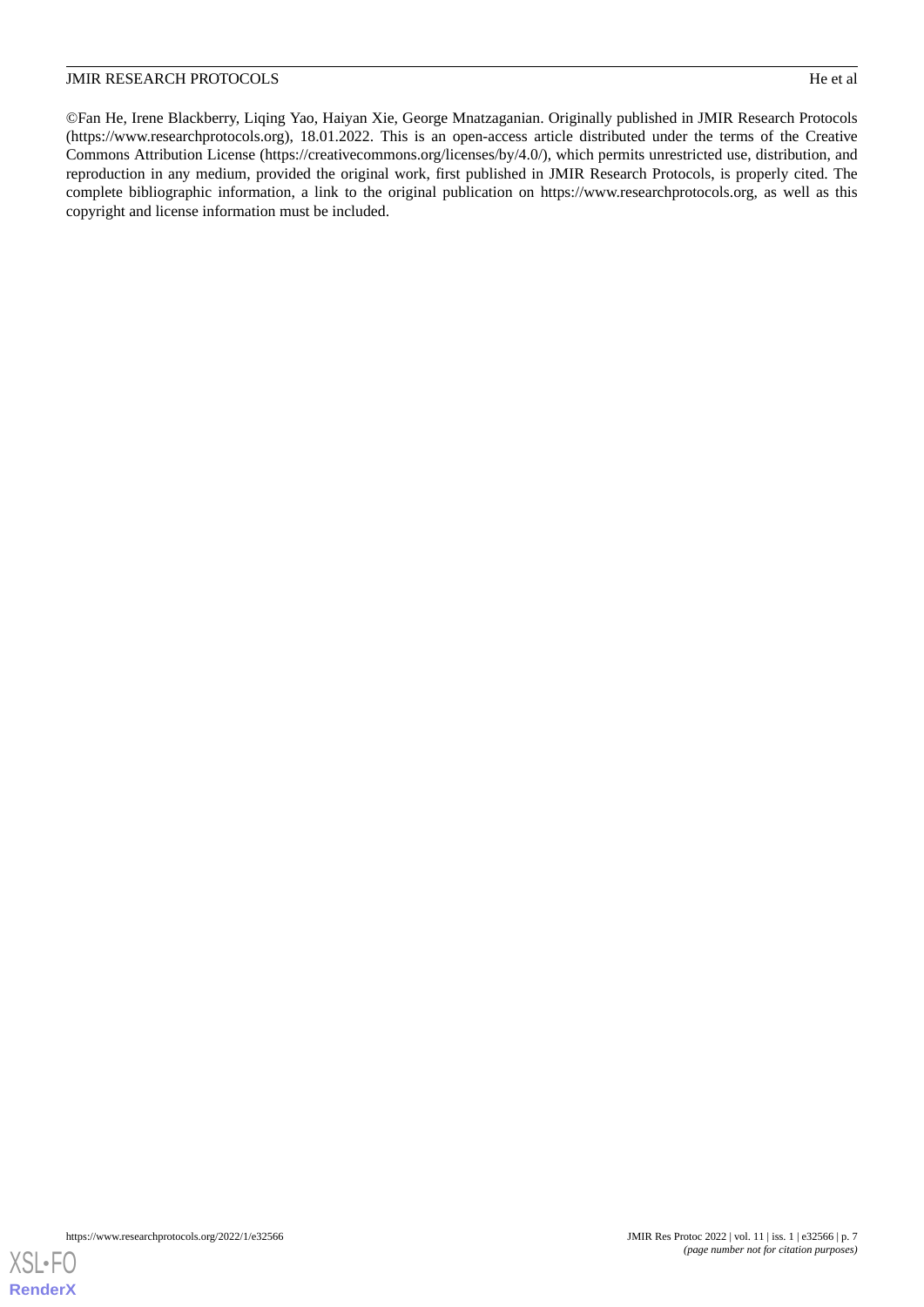©Fan He, Irene Blackberry, Liqing Yao, Haiyan Xie, George Mnatzaganian. Originally published in JMIR Research Protocols (https://www.researchprotocols.org), 18.01.2022. This is an open-access article distributed under the terms of the Creative Commons Attribution License (https://creativecommons.org/licenses/by/4.0/), which permits unrestricted use, distribution, and reproduction in any medium, provided the original work, first published in JMIR Research Protocols, is properly cited. The complete bibliographic information, a link to the original publication on https://www.researchprotocols.org, as well as this copyright and license information must be included.